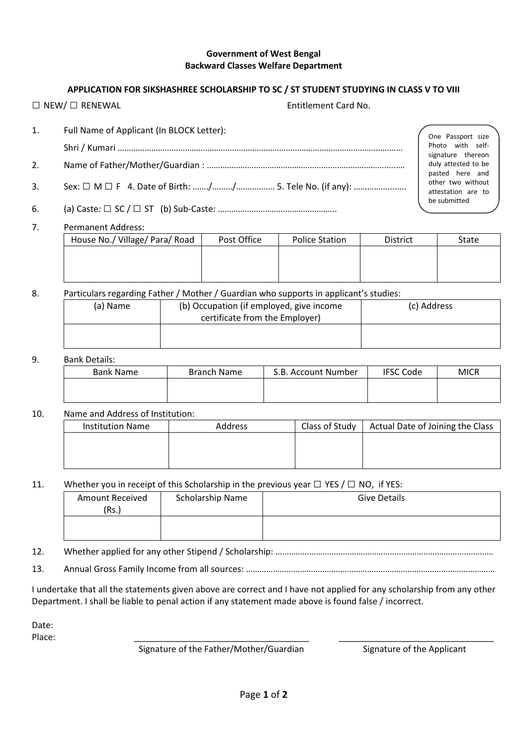**Government of West Bengal**
**Backward Classes Welfare Department**

**APPLICATION FOR SIKSHASHREE SCHOLARSHIP TO SC / ST STUDENT STUDYING IN CLASS V TO VIII**

☐ NEW/ ☐ RENEWAL Entitlement Card No.

One Passport size Photo with self-signature thereon duly attested to be pasted here and other two without attestation are to be submitted

1. Full Name of Applicant (In BLOCK Letter):

   Shri / Kumari ……………………………………………………………………………………………………………

2. Name of Father/Mother/Guardian : ……………………………………………………………………………

3. Sex: ☐ M ☐ F 4. Date of Birth: ……/………/……………. 5. Tele No. (if any): ………………......

6. (a) Caste: ☐ SC / ☐ ST (b) Sub-Caste: ……………………………………………..

7. Permanent Address:

| House No./ Village/ Para/ Road | Post Office | Police Station | District | State |
|---|---|---|---|---|
| | | | | |

8. Particulars regarding Father / Mother / Guardian who supports in applicant's studies:

| (a) Name | (b) Occupation (if employed, give income certificate from the Employer) | (c) Address |
|---|---|---|
| | | |

9. Bank Details:

| Bank Name | Branch Name | S.B. Account Number | IFSC Code | MICR |
|---|---|---|---|---|
| | | | | |

10. Name and Address of Institution:

| Institution Name | Address | Class of Study | Actual Date of Joining the Class |
|---|---|---|---|
| | | | |

11. Whether you in receipt of this Scholarship in the previous year ☐ YES / ☐ NO, if YES:

| Amount Received (Rs.) | Scholarship Name | Give Details |
|---|---|---|
| | | |

12. Whether applied for any other Stipend / Scholarship: ……………………………………………………………………………………

13. Annual Gross Family Income from all sources: ………………………………………………………………………………………………

I undertake that all the statements given above are correct and I have not applied for any scholarship from any other Department. I shall be liable to penal action if any statement made above is found false / incorrect.

Date:

Place:

_____________________________________ Signature of the Father/Mother/Guardian

_________________________________ Signature of the Applicant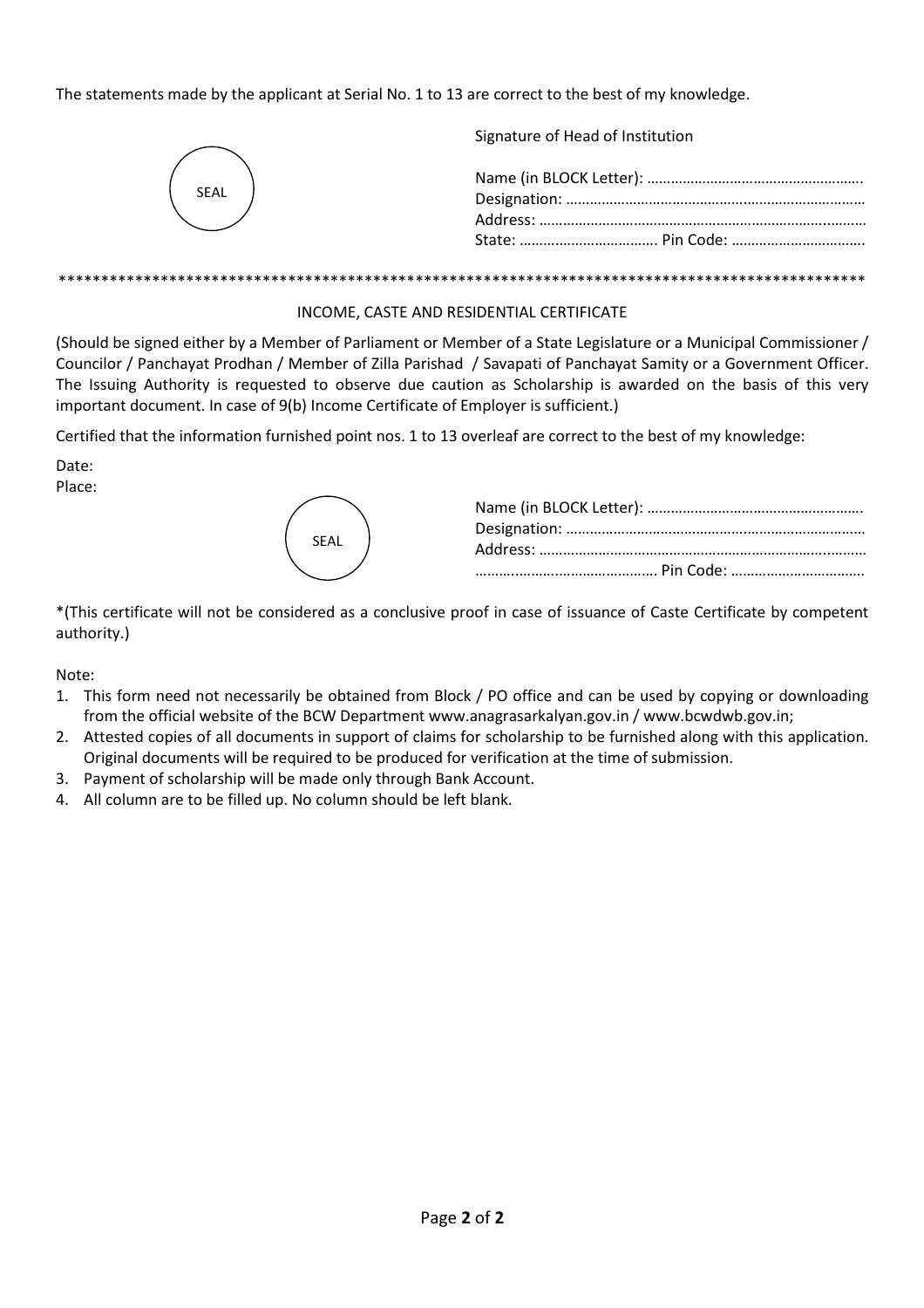The statements made by the applicant at Serial No. 1 to 13 are correct to the best of my knowledge.

SEAL

Signature of Head of Institution

Name (in BLOCK Letter): ……………………………………………….
Designation: …………………………………………………………………
Address: ………………………………………………………………..………
State: …………………………….. Pin Code: ……………………………

*****************************************************************************************************

INCOME, CASTE AND RESIDENTIAL CERTIFICATE

(Should be signed either by a Member of Parliament or Member of a State Legislature or a Municipal Commissioner / Councilor / Panchayat Prodhan / Member of Zilla Parishad / Savapati of Panchayat Samity or a Government Officer. The Issuing Authority is requested to observe due caution as Scholarship is awarded on the basis of this very important document. In case of 9(b) Income Certificate of Employer is sufficient.)

Certified that the information furnished point nos. 1 to 13 overleaf are correct to the best of my knowledge:

Date:
Place:

SEAL

Name (in BLOCK Letter): ……………………………………………….
Designation: …………………………………………………………………
Address: ………………………………………………………………..………
……….……………………………… Pin Code: ……………………………

*(This certificate will not be considered as a conclusive proof in case of issuance of Caste Certificate by competent authority.)

Note:

1. This form need not necessarily be obtained from Block / PO office and can be used by copying or downloading from the official website of the BCW Department www.anagrasarkalyan.gov.in / www.bcwdwb.gov.in;
2. Attested copies of all documents in support of claims for scholarship to be furnished along with this application. Original documents will be required to be produced for verification at the time of submission.
3. Payment of scholarship will be made only through Bank Account.
4. All column are to be filled up. No column should be left blank.